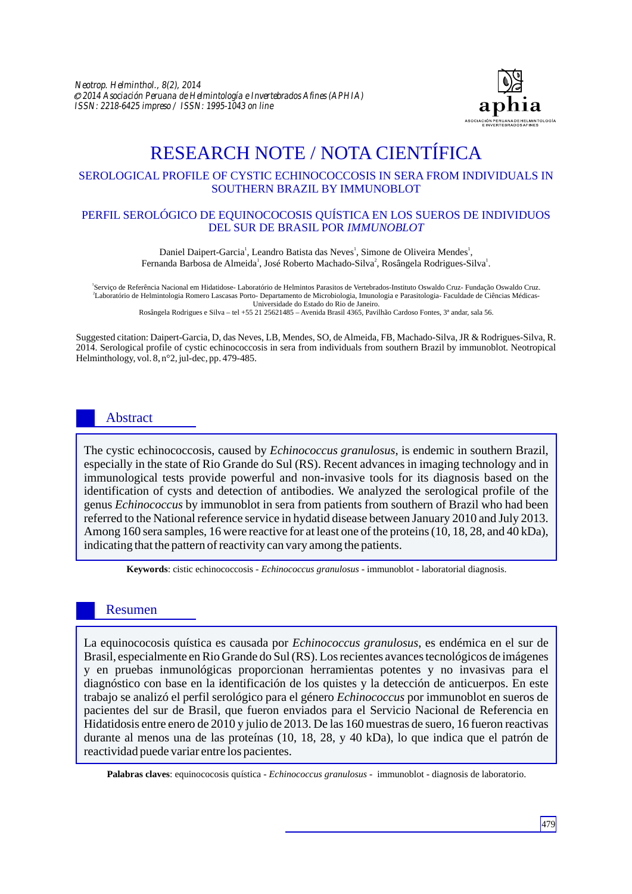Neotrop. Helminthol., 8(2), 2014
© 2014 Asociación Peruana de Helmintología e Invertebrados Afines (APHIA)
ISSN: 2218-6425 impreso / ISSN: 1995-1043 on line

# RESEARCH NOTE / NOTA CIENTÍFICA

## SEROLOGICAL PROFILE OF CYSTIC ECHINOCOCCOSIS IN SERA FROM INDIVIDUALS IN SOUTHERN BRAZIL BY IMMUNOBLOT

## PERFIL SEROLÓGICO DE EQUINOCOCOSIS QUÍSTICA EN LOS SUEROS DE INDIVIDUOS DEL SUR DE BRASIL POR *IMMUNOBLOT*

Daniel Daipert-Garcia[1], Leandro Batista das Neves[1], Simone de Oliveira Mendes[1], Fernanda Barbosa de Almeida[1], José Roberto Machado-Silva[2], Rosângela Rodrigues-Silva[1].

[1]Serviço de Referência Nacional em Hidatidose- Laboratório de Helmintos Parasitos de Vertebrados-Instituto Oswaldo Cruz- Fundação Oswaldo Cruz.
[2]Laboratório de Helmintologia Romero Lascasas Porto- Departamento de Microbiologia, Imunologia e Parasitologia- Faculdade de Ciências Médicas- Universidade do Estado do Rio de Janeiro.
Rosângela Rodrigues e Silva – tel +55 21 25621485 – Avenida Brasil 4365, Pavilhão Cardoso Fontes, 3ª andar, sala 56.

Suggested citation: Daipert-Garcia, D, das Neves, LB, Mendes, SO, de Almeida, FB, Machado-Silva, JR & Rodrigues-Silva, R. 2014. Serological profile of cystic echinococcosis in sera from individuals from southern Brazil by immunoblot. Neotropical Helminthology, vol. 8, n°2, jul-dec, pp. 479-485.

## Abstract

The cystic echinococcosis, caused by *Echinococcus granulosus*, is endemic in southern Brazil, especially in the state of Rio Grande do Sul (RS). Recent advances in imaging technology and in immunological tests provide powerful and non-invasive tools for its diagnosis based on the identification of cysts and detection of antibodies. We analyzed the serological profile of the genus *Echinococcus* by immunoblot in sera from patients from southern of Brazil who had been referred to the National reference service in hydatid disease between January 2010 and July 2013. Among 160 sera samples, 16 were reactive for at least one of the proteins (10, 18, 28, and 40 kDa), indicating that the pattern of reactivity can vary among the patients.

**Keywords**: cistic echinococcosis - *Echinococcus granulosus* - immunoblot - laboratorial diagnosis.

## Resumen

La equinococosis quística es causada por *Echinococcus granulosus*, es endémica en el sur de Brasil, especialmente en Rio Grande do Sul (RS). Los recientes avances tecnológicos de imágenes y en pruebas inmunológicas proporcionan herramientas potentes y no invasivas para el diagnóstico con base en la identificación de los quistes y la detección de anticuerpos. En este trabajo se analizó el perfil serológico para el género *Echinococcus* por immunoblot en sueros de pacientes del sur de Brasil, que fueron enviados para el Servicio Nacional de Referencia en Hidatidosis entre enero de 2010 y julio de 2013. De las 160 muestras de suero, 16 fueron reactivas durante al menos una de las proteínas (10, 18, 28, y 40 kDa), lo que indica que el patrón de reactividad puede variar entre los pacientes.

**Palabras claves**: equinococosis quística - *Echinococcus granulosus* - immunoblot - diagnosis de laboratorio.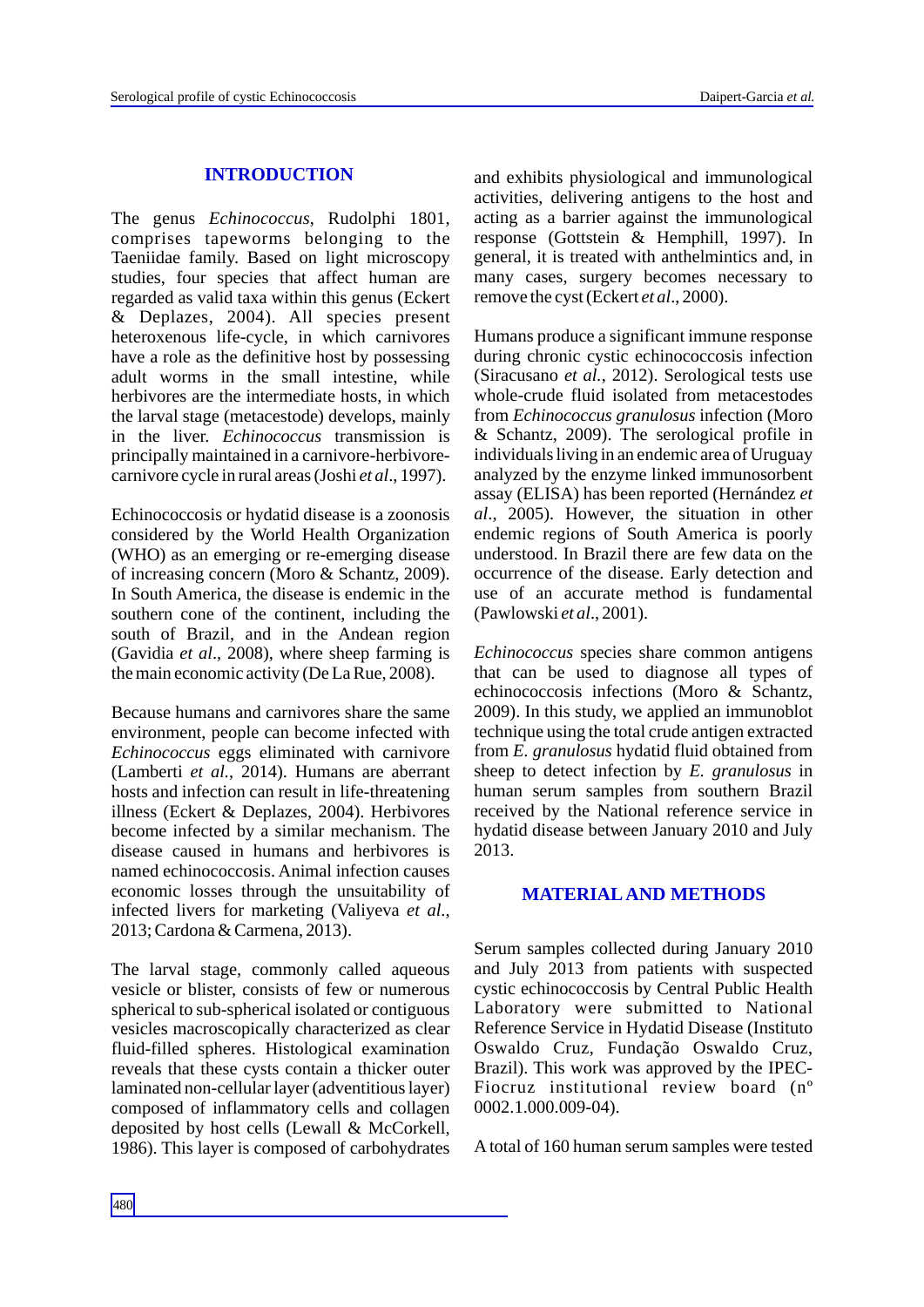## INTRODUCTION

The genus *Echinococcus*, Rudolphi 1801, comprises tapeworms belonging to the Taeniidae family. Based on light microscopy studies, four species that affect human are regarded as valid taxa within this genus (Eckert & Deplazes, 2004). All species present heteroxenous life-cycle, in which carnivores have a role as the definitive host by possessing adult worms in the small intestine, while herbivores are the intermediate hosts, in which the larval stage (metacestode) develops, mainly in the liver. *Echinococcus* transmission is principally maintained in a carnivore-herbivore-carnivore cycle in rural areas (Joshi *et al*., 1997).

Echinococcosis or hydatid disease is a zoonosis considered by the World Health Organization (WHO) as an emerging or re-emerging disease of increasing concern (Moro & Schantz, 2009). In South America, the disease is endemic in the southern cone of the continent, including the south of Brazil, and in the Andean region (Gavidia *et al*., 2008), where sheep farming is the main economic activity (De La Rue, 2008).

Because humans and carnivores share the same environment, people can become infected with *Echinococcus* eggs eliminated with carnivore (Lamberti *et al.*, 2014). Humans are aberrant hosts and infection can result in life-threatening illness (Eckert & Deplazes, 2004). Herbivores become infected by a similar mechanism. The disease caused in humans and herbivores is named echinococcosis. Animal infection causes economic losses through the unsuitability of infected livers for marketing (Valiyeva *et al.*, 2013; Cardona & Carmena, 2013).

The larval stage, commonly called aqueous vesicle or blister, consists of few or numerous spherical to sub-spherical isolated or contiguous vesicles macroscopically characterized as clear fluid-filled spheres. Histological examination reveals that these cysts contain a thicker outer laminated non-cellular layer (adventitious layer) composed of inflammatory cells and collagen deposited by host cells (Lewall & McCorkell, 1986). This layer is composed of carbohydrates and exhibits physiological and immunological activities, delivering antigens to the host and acting as a barrier against the immunological response (Gottstein & Hemphill, 1997). In general, it is treated with anthelmintics and, in many cases, surgery becomes necessary to remove the cyst (Eckert *et al*., 2000).

Humans produce a significant immune response during chronic cystic echinococcosis infection (Siracusano *et al.*, 2012). Serological tests use whole-crude fluid isolated from metacestodes from *Echinococcus granulosus* infection (Moro & Schantz, 2009). The serological profile in individuals living in an endemic area of Uruguay analyzed by the enzyme linked immunosorbent assay (ELISA) has been reported (Hernández *et al*., 2005). However, the situation in other endemic regions of South America is poorly understood. In Brazil there are few data on the occurrence of the disease. Early detection and use of an accurate method is fundamental (Pawlowski *et al*., 2001).

*Echinococcus* species share common antigens that can be used to diagnose all types of echinococcosis infections (Moro & Schantz, 2009). In this study, we applied an immunoblot technique using the total crude antigen extracted from *E. granulosus* hydatid fluid obtained from sheep to detect infection by *E. granulosus* in human serum samples from southern Brazil received by the National reference service in hydatid disease between January 2010 and July 2013.

## MATERIAL AND METHODS

Serum samples collected during January 2010 and July 2013 from patients with suspected cystic echinococcosis by Central Public Health Laboratory were submitted to National Reference Service in Hydatid Disease (Instituto Oswaldo Cruz, Fundação Oswaldo Cruz, Brazil). This work was approved by the IPEC-Fiocruz institutional review board (nº 0002.1.000.009-04).

A total of 160 human serum samples were tested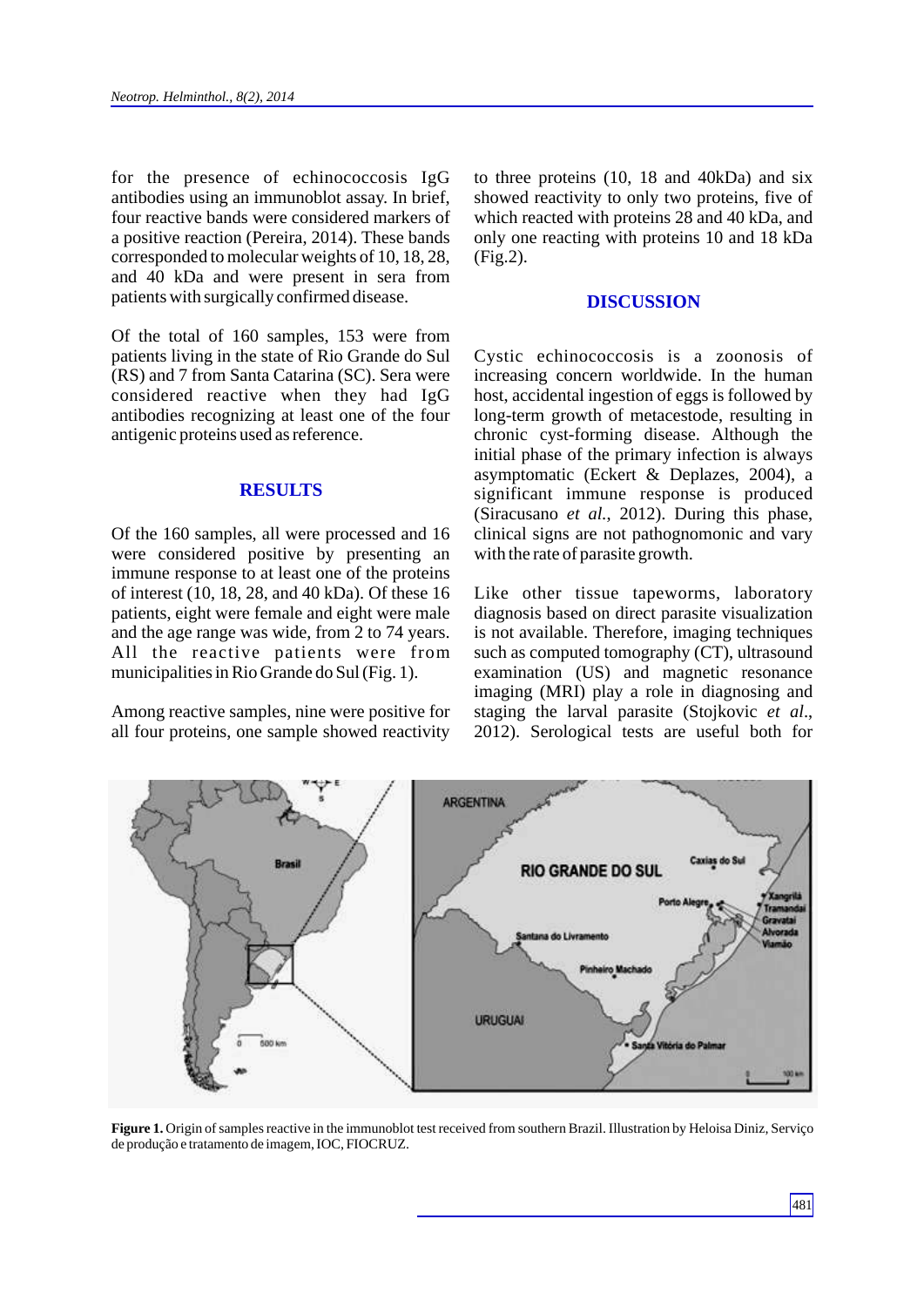for the presence of echinococcosis IgG antibodies using an immunoblot assay. In brief, four reactive bands were considered markers of a positive reaction (Pereira, 2014). These bands corresponded to molecular weights of 10, 18, 28, and 40 kDa and were present in sera from patients with surgically confirmed disease.

Of the total of 160 samples, 153 were from patients living in the state of Rio Grande do Sul (RS) and 7 from Santa Catarina (SC). Sera were considered reactive when they had IgG antibodies recognizing at least one of the four antigenic proteins used as reference.

## RESULTS

Of the 160 samples, all were processed and 16 were considered positive by presenting an immune response to at least one of the proteins of interest (10, 18, 28, and 40 kDa). Of these 16 patients, eight were female and eight were male and the age range was wide, from 2 to 74 years. All the reactive patients were from municipalities in Rio Grande do Sul (Fig. 1).

Among reactive samples, nine were positive for all four proteins, one sample showed reactivity to three proteins (10, 18 and 40kDa) and six showed reactivity to only two proteins, five of which reacted with proteins 28 and 40 kDa, and only one reacting with proteins 10 and 18 kDa (Fig.2).

## DISCUSSION

Cystic echinococcosis is a zoonosis of increasing concern worldwide. In the human host, accidental ingestion of eggs is followed by long-term growth of metacestode, resulting in chronic cyst-forming disease. Although the initial phase of the primary infection is always asymptomatic (Eckert & Deplazes, 2004), a significant immune response is produced (Siracusano *et al.*, 2012). During this phase, clinical signs are not pathognomonic and vary with the rate of parasite growth.

Like other tissue tapeworms, laboratory diagnosis based on direct parasite visualization is not available. Therefore, imaging techniques such as computed tomography (CT), ultrasound examination (US) and magnetic resonance imaging (MRI) play a role in diagnosing and staging the larval parasite (Stojkovic *et al*., 2012). Serological tests are useful both for

**Figure 1.** Origin of samples reactive in the immunoblot test received from southern Brazil. Illustration by Heloisa Diniz, Serviço de produção e tratamento de imagem, IOC, FIOCRUZ.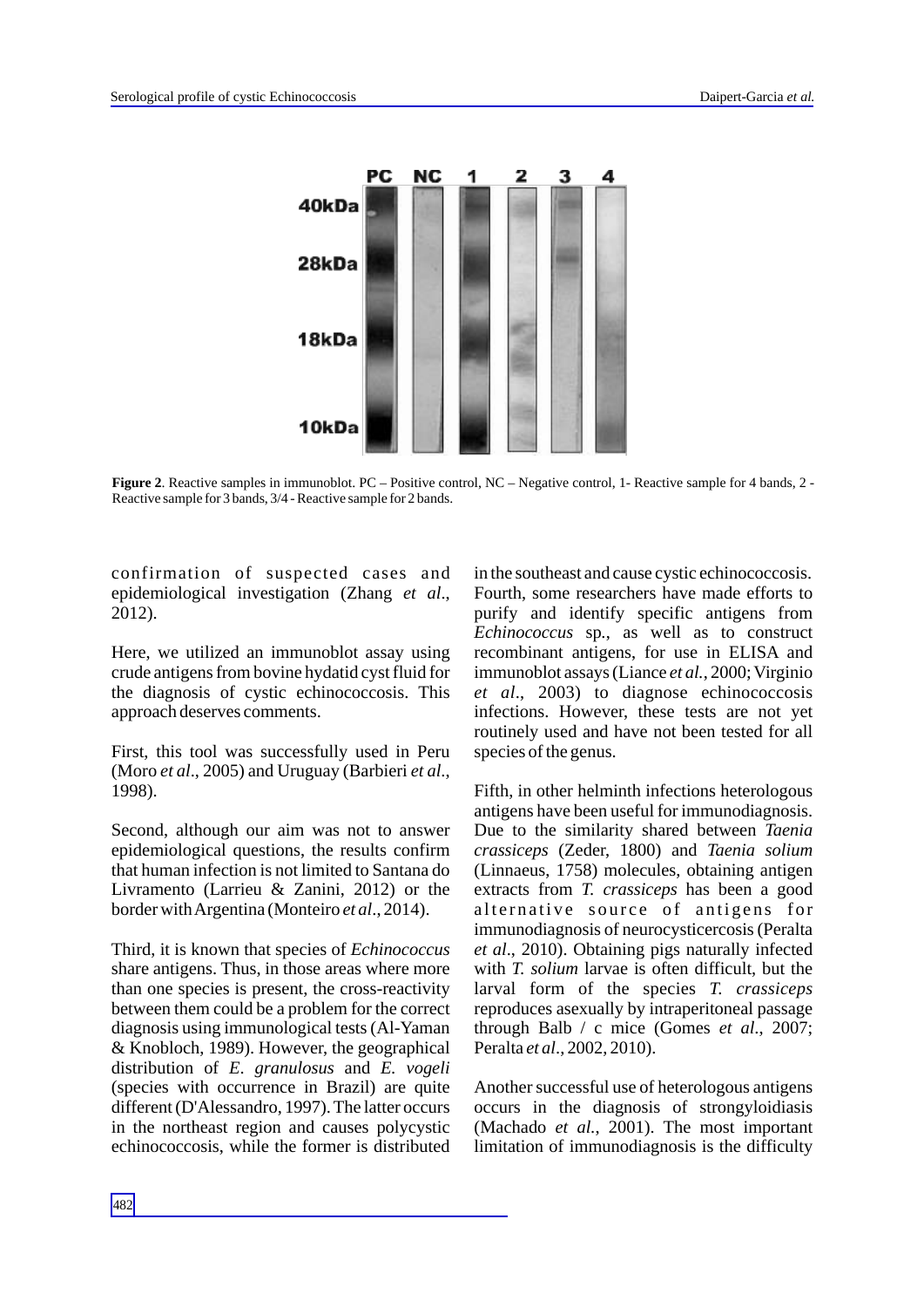**Figure 2**. Reactive samples in immunoblot. PC – Positive control, NC – Negative control, 1- Reactive sample for 4 bands, 2 - Reactive sample for 3 bands, 3/4 - Reactive sample for 2 bands.

confirmation of suspected cases and epidemiological investigation (Zhang *et al*., 2012).

Here, we utilized an immunoblot assay using crude antigens from bovine hydatid cyst fluid for the diagnosis of cystic echinococcosis. This approach deserves comments.

First, this tool was successfully used in Peru (Moro *et al*., 2005) and Uruguay (Barbieri *et al*., 1998).

Second, although our aim was not to answer epidemiological questions, the results confirm that human infection is not limited to Santana do Livramento (Larrieu & Zanini, 2012) or the border with Argentina (Monteiro *et al*., 2014).

Third, it is known that species of *Echinococcus* share antigens. Thus, in those areas where more than one species is present, the cross-reactivity between them could be a problem for the correct diagnosis using immunological tests (Al-Yaman & Knobloch, 1989). However, the geographical distribution of *E. granulosus* and *E. vogeli* (species with occurrence in Brazil) are quite different (D'Alessandro, 1997). The latter occurs in the northeast region and causes polycystic echinococcosis, while the former is distributed in the southeast and cause cystic echinococcosis. Fourth, some researchers have made efforts to purify and identify specific antigens from *Echinococcus* sp., as well as to construct recombinant antigens, for use in ELISA and immunoblot assays (Liance *et al.*, 2000; Virginio *et al*., 2003) to diagnose echinococcosis infections. However, these tests are not yet routinely used and have not been tested for all species of the genus.

Fifth, in other helminth infections heterologous antigens have been useful for immunodiagnosis. Due to the similarity shared between *Taenia crassiceps* (Zeder, 1800) and *Taenia solium* (Linnaeus, 1758) molecules, obtaining antigen extracts from *T. crassiceps* has been a good alternative source of antigens for immunodiagnosis of neurocysticercosis (Peralta *et al*., 2010). Obtaining pigs naturally infected with *T. solium* larvae is often difficult, but the larval form of the species *T. crassiceps* reproduces asexually by intraperitoneal passage through Balb / c mice (Gomes *et al*., 2007; Peralta *et al*., 2002, 2010).

Another successful use of heterologous antigens occurs in the diagnosis of strongyloidiasis (Machado *et al*., 2001). The most important limitation of immunodiagnosis is the difficulty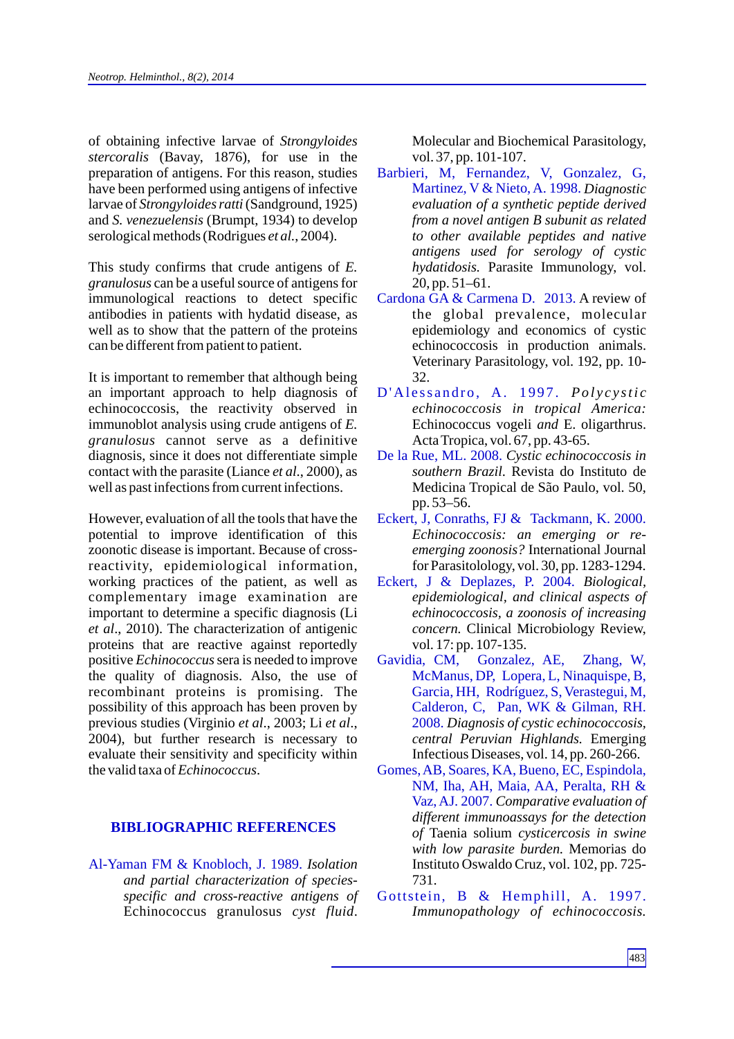of obtaining infective larvae of *Strongyloides stercoralis* (Bavay, 1876), for use in the preparation of antigens. For this reason, studies have been performed using antigens of infective larvae of *Strongyloides ratti* (Sandground, 1925) and *S. venezuelensis* (Brumpt, 1934) to develop serological methods (Rodrigues *et al.*, 2004).

This study confirms that crude antigens of *E. granulosus* can be a useful source of antigens for immunological reactions to detect specific antibodies in patients with hydatid disease, as well as to show that the pattern of the proteins can be different from patient to patient.

It is important to remember that although being an important approach to help diagnosis of echinococcosis, the reactivity observed in immunoblot analysis using crude antigens of *E. granulosus* cannot serve as a definitive diagnosis, since it does not differentiate simple contact with the parasite (Liance *et al.*, 2000), as well as past infections from current infections.

However, evaluation of all the tools that have the potential to improve identification of this zoonotic disease is important. Because of cross-reactivity, epidemiological information, working practices of the patient, as well as complementary image examination are important to determine a specific diagnosis (Li *et al.*, 2010). The characterization of antigenic proteins that are reactive against reportedly positive *Echinococcus* sera is needed to improve the quality of diagnosis. Also, the use of recombinant proteins is promising. The possibility of this approach has been proven by previous studies (Virginio *et al.*, 2003; Li *et al.*, 2004), but further research is necessary to evaluate their sensitivity and specificity within the valid taxa of *Echinococcus*.

## BIBLIOGRAPHIC REFERENCES

Al-Yaman FM & Knobloch, J. 1989. *Isolation and partial characterization of species-specific and cross-reactive antigens of* Echinococcus granulosus *cyst fluid*. Molecular and Biochemical Parasitology, vol. 37, pp. 101-107.

Barbieri, M, Fernandez, V, Gonzalez, G, Martinez, V & Nieto, A. 1998. *Diagnostic evaluation of a synthetic peptide derived from a novel antigen B subunit as related to other available peptides and native antigens used for serology of cystic hydatidosis.* Parasite Immunology, vol. 20, pp. 51–61.

Cardona GA & Carmena D. 2013. A review of the global prevalence, molecular epidemiology and economics of cystic echinococcosis in production animals. Veterinary Parasitology, vol. 192, pp. 10-32.

D'Alessandro, A. 1997. *Polycystic echinococcosis in tropical America:* Echinococcus vogeli *and* E. oligarthrus. Acta Tropica, vol. 67, pp. 43-65.

De la Rue, ML. 2008. *Cystic echinococcosis in southern Brazil.* Revista do Instituto de Medicina Tropical de São Paulo, vol. 50, pp. 53–56.

Eckert, J, Conraths, FJ & Tackmann, K. 2000. *Echinococcosis: an emerging or re-emerging zoonosis?* International Journal for Parasitolology, vol. 30, pp. 1283-1294.

Eckert, J & Deplazes, P. 2004. *Biological, epidemiological, and clinical aspects of echinococcosis, a zoonosis of increasing concern.* Clinical Microbiology Review, vol. 17: pp. 107-135.

Gavidia, CM, Gonzalez, AE, Zhang, W, McManus, DP, Lopera, L, Ninaquispe, B, Garcia, HH, Rodríguez, S, Verastegui, M, Calderon, C, Pan, WK & Gilman, RH. 2008. *Diagnosis of cystic echinococcosis, central Peruvian Highlands.* Emerging Infectious Diseases, vol. 14, pp. 260-266.

Gomes, AB, Soares, KA, Bueno, EC, Espindola, NM, Iha, AH, Maia, AA, Peralta, RH & Vaz, AJ. 2007. *Comparative evaluation of different immunoassays for the detection of* Taenia solium *cysticercosis in swine with low parasite burden.* Memorias do Instituto Oswaldo Cruz, vol. 102, pp. 725-731.

Gottstein, B & Hemphill, A. 1997. *Immunopathology of echinococcosis.*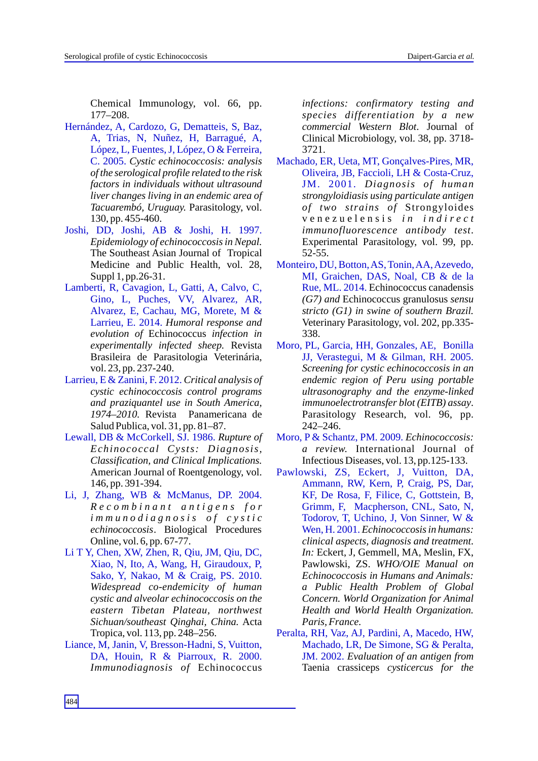Chemical Immunology, vol. 66, pp. 177–208.

Hernández, A, Cardozo, G, Dematteis, S, Baz, A, Trias, N, Nuñez, H, Barragué, A, López, L, Fuentes, J, López, O & Ferreira, C. 2005. *Cystic echinococcosis: analysis of the serological profile related to the risk factors in individuals without ultrasound liver changes living in an endemic area of Tacuarembó, Uruguay.* Parasitology, vol. 130, pp. 455-460.

Joshi, DD, Joshi, AB & Joshi, H. 1997. *Epidemiology of echinococcosis in Nepal.* The Southeast Asian Journal of Tropical Medicine and Public Health, vol. 28, Suppl 1, pp.26-31.

Lamberti, R, Cavagion, L, Gatti, A, Calvo, C, Gino, L, Puches, VV, Alvarez, AR, Alvarez, E, Cachau, MG, Morete, M & Larrieu, E. 2014. *Humoral response and evolution of* Echinococcus *infection in experimentally infected sheep.* Revista Brasileira de Parasitologia Veterinária, vol. 23, pp. 237-240.

Larrieu, E & Zanini, F. 2012. *Critical analysis of cystic echinococcosis control programs and praziquantel use in South America, 1974–2010.* Revista Panamericana de Salud Publica, vol. 31, pp. 81–87.

Lewall, DB & McCorkell, SJ. 1986. *Rupture of Echinococcal Cysts: Diagnosis, Classification, and Clinical Implications.* American Journal of Roentgenology, vol. 146, pp. 391-394.

Li, J, Zhang, WB & McManus, DP. 2004. *Recombinant antigens for immunodiagnosis of cystic echinococcosis*. Biological Procedures Online, vol. 6, pp. 67-77.

Li T Y, Chen, XW, Zhen, R, Qiu, JM, Qiu, DC, Xiao, N, Ito, A, Wang, H, Giraudoux, P, Sako, Y, Nakao, M & Craig, PS. 2010. *Widespread co-endemicity of human cystic and alveolar echinococcosis on the eastern Tibetan Plateau, northwest Sichuan/southeast Qinghai, China.* Acta Tropica, vol. 113, pp. 248–256.

Liance, M, Janin, V, Bresson-Hadni, S, Vuitton, DA, Houin, R & Piarroux, R. 2000. *Immunodiagnosis of* Echinococcus *infections: confirmatory testing and species differentiation by a new commercial Western Blot.* Journal of Clinical Microbiology, vol. 38, pp. 3718-3721.

Machado, ER, Ueta, MT, Gonçalves-Pires, MR, Oliveira, JB, Faccioli, LH & Costa-Cruz, JM. 2001. *Diagnosis of human strongyloidiasis using particulate antigen of two strains of* Strongyloides venezuelensis *in indirect immunofluorescence antibody test.* Experimental Parasitology, vol. 99, pp. 52-55.

Monteiro, DU, Botton, AS, Tonin, AA, Azevedo, MI, Graichen, DAS, Noal, CB & de la Rue, ML. 2014. Echinococcus canadensis *(G7) and* Echinococcus granulosus *sensu stricto (G1) in swine of southern Brazil.* Veterinary Parasitology, vol. 202, pp.335-338.

Moro, PL, Garcia, HH, Gonzales, AE, Bonilla JJ, Verastegui, M & Gilman, RH. 2005. *Screening for cystic echinococcosis in an endemic region of Peru using portable ultrasonography and the enzyme-linked immunoelectrotransfer blot (EITB) assay*. Parasitology Research, vol. 96, pp. 242–246.

Moro, P & Schantz, PM. 2009. *Echinococcosis: a review.* International Journal of Infectious Diseases, vol. 13, pp.125-133.

Pawlowski, ZS, Eckert, J, Vuitton, DA, Ammann, RW, Kern, P, Craig, PS, Dar, KF, De Rosa, F, Filice, C, Gottstein, B, Grimm, F, Macpherson, CNL, Sato, N, Todorov, T, Uchino, J, Von Sinner, W & Wen, H. 2001. *Echinococcosis in humans: clinical aspects, diagnosis and treatment. In:* Eckert, J, Gemmell, MA, Meslin, FX, Pawlowski, ZS. *WHO/OIE Manual on Echinococcosis in Humans and Animals: a Public Health Problem of Global Concern. World Organization for Animal Health and World Health Organization. Paris, France.*

Peralta, RH, Vaz, AJ, Pardini, A, Macedo, HW, Machado, LR, De Simone, SG & Peralta, JM. 2002. *Evaluation of an antigen from* Taenia crassiceps *cysticercus for the*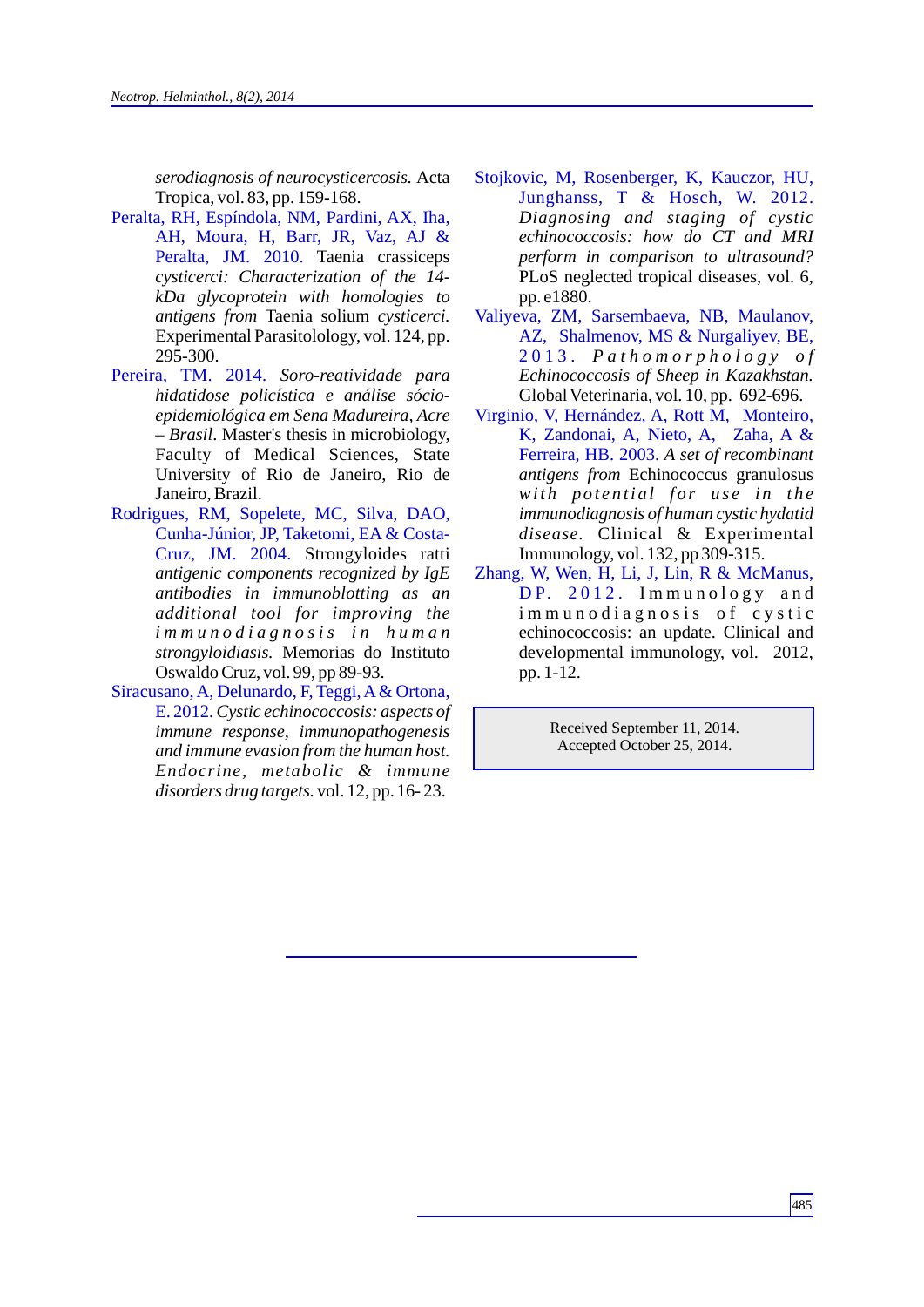*serodiagnosis of neurocysticercosis.* Acta Tropica, vol. 83, pp. 159-168.

Peralta, RH, Espíndola, NM, Pardini, AX, Iha, AH, Moura, H, Barr, JR, Vaz, AJ & Peralta, JM. 2010. Taenia crassiceps *cysticerci: Characterization of the 14-kDa glycoprotein with homologies to antigens from* Taenia solium *cysticerci.* Experimental Parasitolology, vol. 124, pp. 295-300.

Pereira, TM. 2014. *Soro-reatividade para hidatidose policística e análise sócio-epidemiológica em Sena Madureira, Acre – Brasil*. Master's thesis in microbiology, Faculty of Medical Sciences, State University of Rio de Janeiro, Rio de Janeiro, Brazil.

Rodrigues, RM, Sopelete, MC, Silva, DAO, Cunha-Júnior, JP, Taketomi, EA & Costa-Cruz, JM. 2004. Strongyloides ratti *antigenic components recognized by IgE antibodies in immunoblotting as an additional tool for improving the immunodiagnosis in human strongyloidiasis.* Memorias do Instituto Oswaldo Cruz, vol. 99, pp 89-93.

Siracusano, A, Delunardo, F, Teggi, A & Ortona, E. 2012. *Cystic echinococcosis: aspects of immune response, immunopathogenesis and immune evasion from the human host. Endocrine, metabolic & immune disorders drug targets.* vol. 12, pp. 16- 23.

Stojkovic, M, Rosenberger, K, Kauczor, HU, Junghanss, T & Hosch, W. 2012. *Diagnosing and staging of cystic echinococcosis: how do CT and MRI perform in comparison to ultrasound?* PLoS neglected tropical diseases, vol. 6, pp. e1880.

Valiyeva, ZM, Sarsembaeva, NB, Maulanov, AZ, Shalmenov, MS & Nurgaliyev, BE, 2013. *Pathomorphology of Echinococcosis of Sheep in Kazakhstan.* Global Veterinaria, vol. 10, pp. 692-696.

Virginio, V, Hernández, A, Rott M, Monteiro, K, Zandonai, A, Nieto, A, Zaha, A & Ferreira, HB. 2003. *A set of recombinant antigens from* Echinococcus granulosus *with potential for use in the immunodiagnosis of human cystic hydatid disease.* Clinical & Experimental Immunology, vol. 132, pp 309-315.

Zhang, W, Wen, H, Li, J, Lin, R & McManus, DP. 2012. Immunology and immunodiagnosis of cystic echinococcosis: an update. Clinical and developmental immunology, vol. 2012, pp. 1-12.

Received September 11, 2014.
Accepted October 25, 2014.